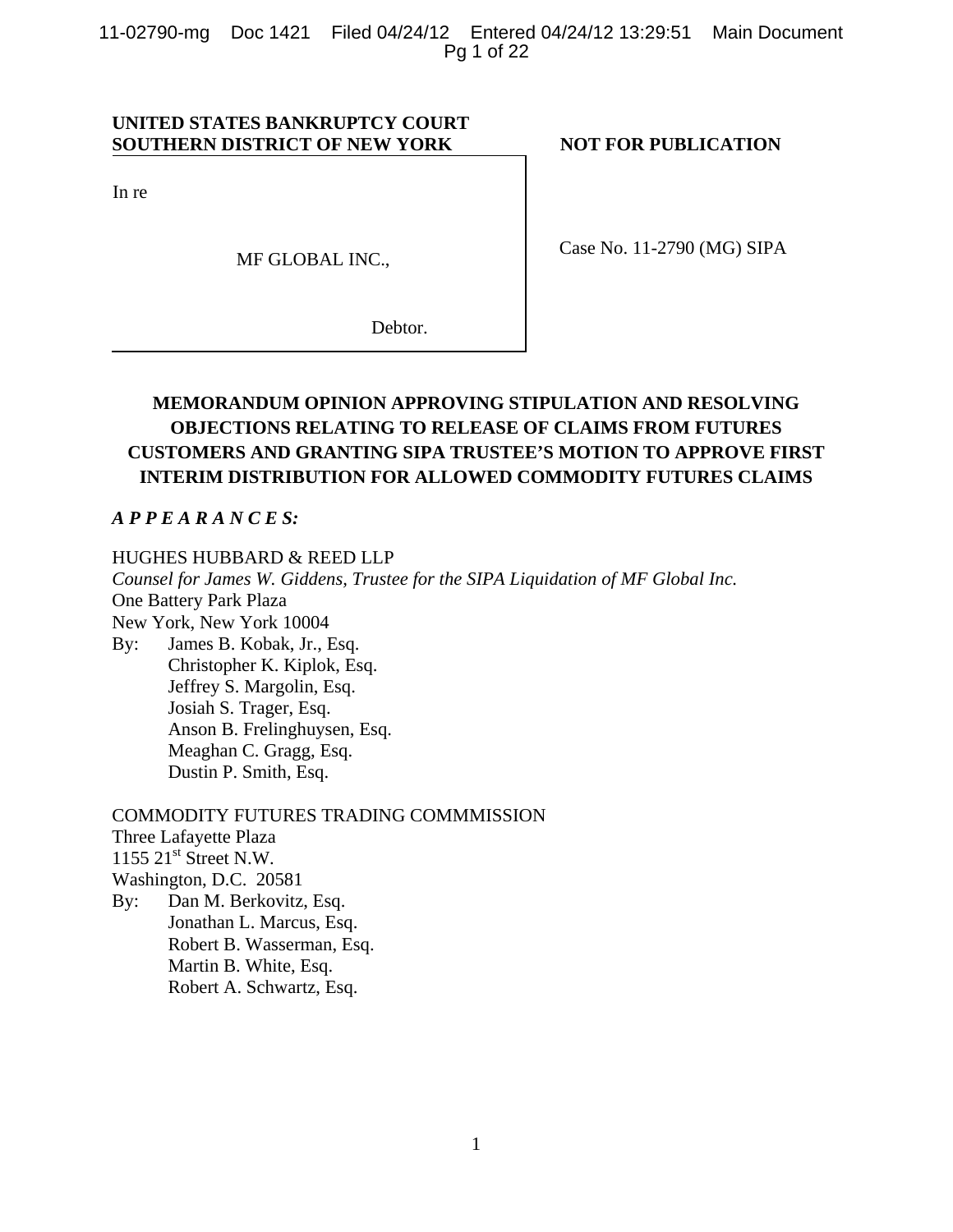**UNITED STATES BANKRUPTCY COURT**
**SOUTHERN DISTRICT OF NEW YORK**

**NOT FOR PUBLICATION**

In re

MF GLOBAL INC.,

Debtor.

Case No. 11-2790 (MG) SIPA

**MEMORANDUM OPINION APPROVING STIPULATION AND RESOLVING OBJECTIONS RELATING TO RELEASE OF CLAIMS FROM FUTURES CUSTOMERS AND GRANTING SIPA TRUSTEE'S MOTION TO APPROVE FIRST INTERIM DISTRIBUTION FOR ALLOWED COMMODITY FUTURES CLAIMS**

***A P P E A R A N C E S:***

HUGHES HUBBARD & REED LLP
*Counsel for James W. Giddens, Trustee for the SIPA Liquidation of MF Global Inc.*
One Battery Park Plaza
New York, New York 10004
By: James B. Kobak, Jr., Esq.
Christopher K. Kiplok, Esq.
Jeffrey S. Margolin, Esq.
Josiah S. Trager, Esq.
Anson B. Frelinghuysen, Esq.
Meaghan C. Gragg, Esq.
Dustin P. Smith, Esq.

COMMODITY FUTURES TRADING COMMMISSION
Three Lafayette Plaza
1155 21st Street N.W.
Washington, D.C. 20581
By: Dan M. Berkovitz, Esq.
Jonathan L. Marcus, Esq.
Robert B. Wasserman, Esq.
Martin B. White, Esq.
Robert A. Schwartz, Esq.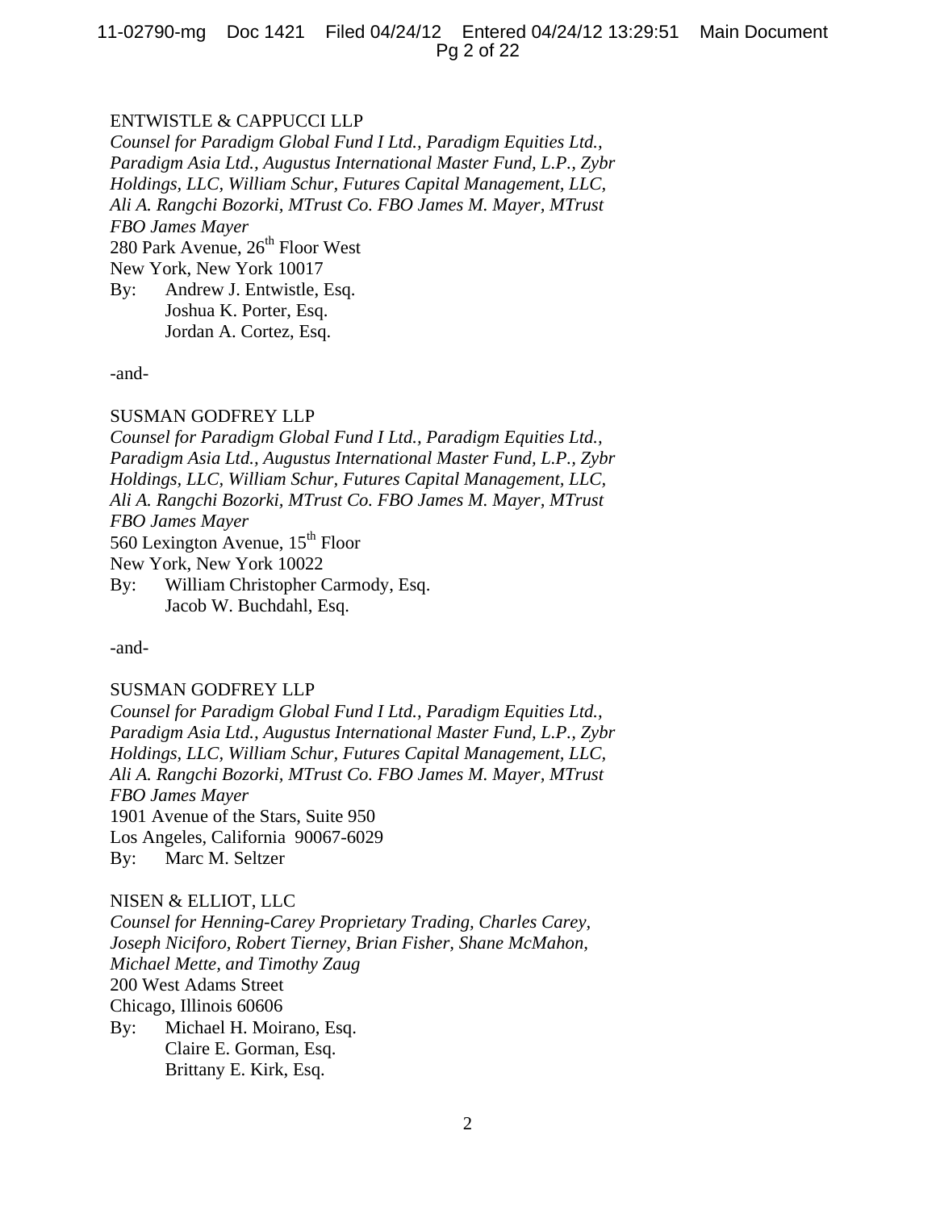ENTWISTLE & CAPPUCCI LLP
*Counsel for Paradigm Global Fund I Ltd., Paradigm Equities Ltd., Paradigm Asia Ltd., Augustus International Master Fund, L.P., Zybr Holdings, LLC, William Schur, Futures Capital Management, LLC, Ali A. Rangchi Bozorki, MTrust Co. FBO James M. Mayer, MTrust FBO James Mayer*
280 Park Avenue, 26th Floor West
New York, New York 10017
By: Andrew J. Entwistle, Esq.
Joshua K. Porter, Esq.
Jordan A. Cortez, Esq.

-and-

SUSMAN GODFREY LLP
*Counsel for Paradigm Global Fund I Ltd., Paradigm Equities Ltd., Paradigm Asia Ltd., Augustus International Master Fund, L.P., Zybr Holdings, LLC, William Schur, Futures Capital Management, LLC, Ali A. Rangchi Bozorki, MTrust Co. FBO James M. Mayer, MTrust FBO James Mayer*
560 Lexington Avenue, 15th Floor
New York, New York 10022
By: William Christopher Carmody, Esq.
Jacob W. Buchdahl, Esq.

-and-

SUSMAN GODFREY LLP
*Counsel for Paradigm Global Fund I Ltd., Paradigm Equities Ltd., Paradigm Asia Ltd., Augustus International Master Fund, L.P., Zybr Holdings, LLC, William Schur, Futures Capital Management, LLC, Ali A. Rangchi Bozorki, MTrust Co. FBO James M. Mayer, MTrust FBO James Mayer*
1901 Avenue of the Stars, Suite 950
Los Angeles, California 90067-6029
By: Marc M. Seltzer

NISEN & ELLIOT, LLC
*Counsel for Henning-Carey Proprietary Trading, Charles Carey, Joseph Niciforo, Robert Tierney, Brian Fisher, Shane McMahon, Michael Mette, and Timothy Zaug*
200 West Adams Street
Chicago, Illinois 60606
By: Michael H. Moirano, Esq.
Claire E. Gorman, Esq.
Brittany E. Kirk, Esq.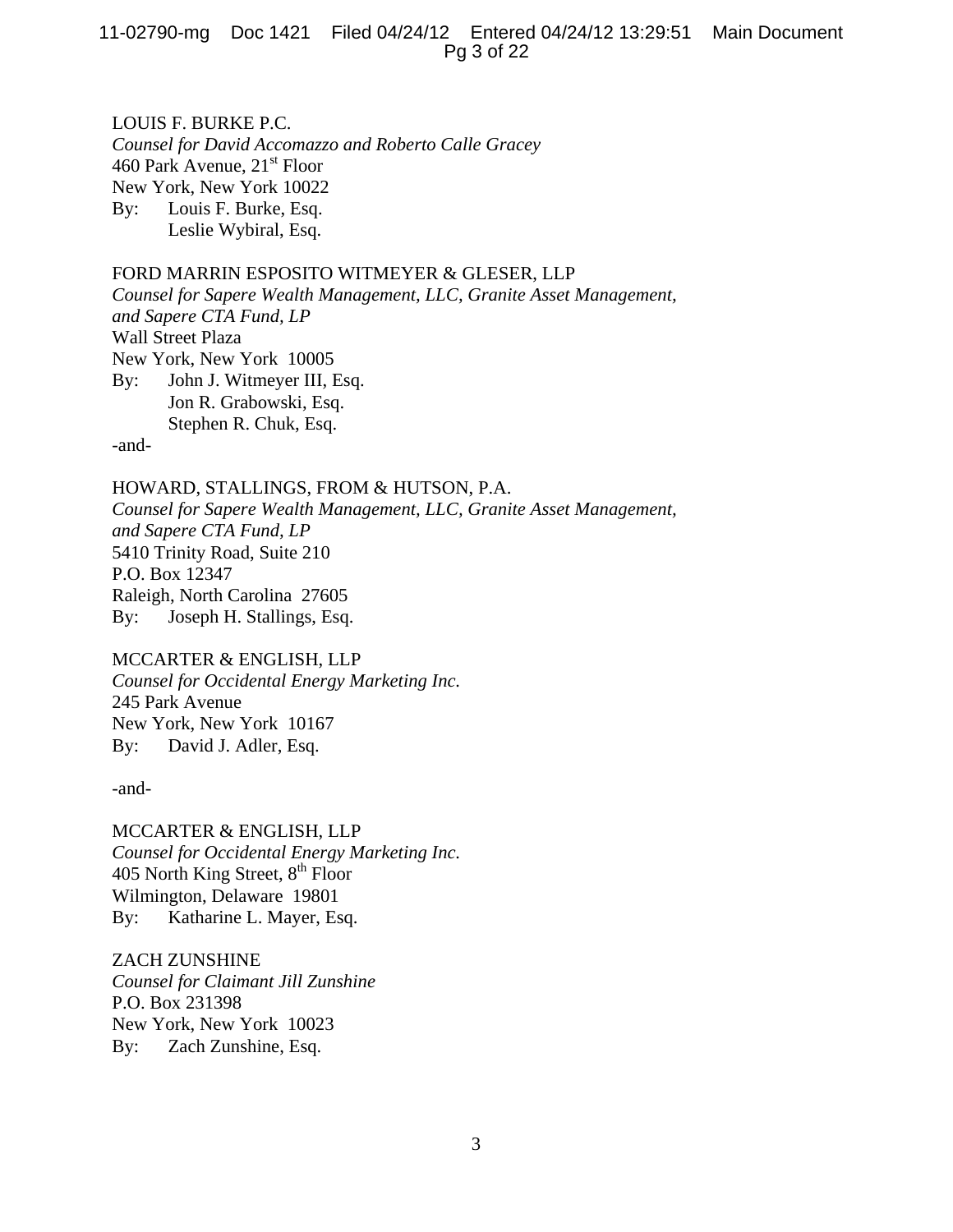LOUIS F. BURKE P.C.
*Counsel for David Accomazzo and Roberto Calle Gracey*
460 Park Avenue, 21st Floor
New York, New York 10022
By: Louis F. Burke, Esq.
Leslie Wybiral, Esq.

FORD MARRIN ESPOSITO WITMEYER & GLESER, LLP
*Counsel for Sapere Wealth Management, LLC, Granite Asset Management, and Sapere CTA Fund, LP*
Wall Street Plaza
New York, New York 10005
By: John J. Witmeyer III, Esq.
Jon R. Grabowski, Esq.
Stephen R. Chuk, Esq.

-and-

HOWARD, STALLINGS, FROM & HUTSON, P.A.
*Counsel for Sapere Wealth Management, LLC, Granite Asset Management, and Sapere CTA Fund, LP*
5410 Trinity Road, Suite 210
P.O. Box 12347
Raleigh, North Carolina 27605
By: Joseph H. Stallings, Esq.

MCCARTER & ENGLISH, LLP
*Counsel for Occidental Energy Marketing Inc.*
245 Park Avenue
New York, New York 10167
By: David J. Adler, Esq.

-and-

MCCARTER & ENGLISH, LLP
*Counsel for Occidental Energy Marketing Inc.*
405 North King Street, 8th Floor
Wilmington, Delaware 19801
By: Katharine L. Mayer, Esq.

ZACH ZUNSHINE
*Counsel for Claimant Jill Zunshine*
P.O. Box 231398
New York, New York 10023
By: Zach Zunshine, Esq.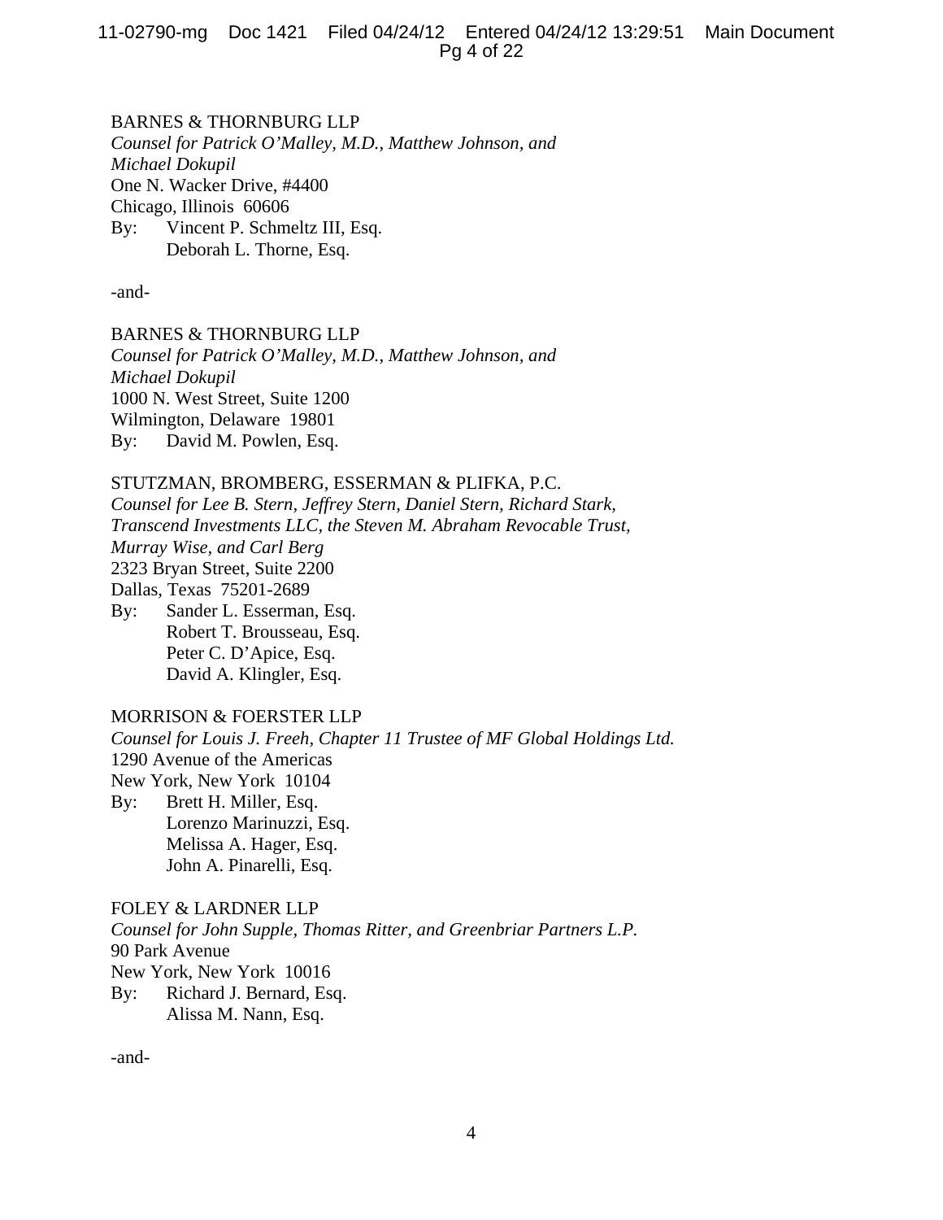BARNES & THORNBURG LLP
*Counsel for Patrick O'Malley, M.D., Matthew Johnson, and Michael Dokupil*
One N. Wacker Drive, #4400
Chicago, Illinois 60606
By: Vincent P. Schmeltz III, Esq.
Deborah L. Thorne, Esq.

-and-

BARNES & THORNBURG LLP
*Counsel for Patrick O'Malley, M.D., Matthew Johnson, and Michael Dokupil*
1000 N. West Street, Suite 1200
Wilmington, Delaware 19801
By: David M. Powlen, Esq.

STUTZMAN, BROMBERG, ESSERMAN & PLIFKA, P.C.
*Counsel for Lee B. Stern, Jeffrey Stern, Daniel Stern, Richard Stark, Transcend Investments LLC, the Steven M. Abraham Revocable Trust, Murray Wise, and Carl Berg*
2323 Bryan Street, Suite 2200
Dallas, Texas 75201-2689
By: Sander L. Esserman, Esq.
Robert T. Brousseau, Esq.
Peter C. D'Apice, Esq.
David A. Klingler, Esq.

MORRISON & FOERSTER LLP
*Counsel for Louis J. Freeh, Chapter 11 Trustee of MF Global Holdings Ltd.*
1290 Avenue of the Americas
New York, New York 10104
By: Brett H. Miller, Esq.
Lorenzo Marinuzzi, Esq.
Melissa A. Hager, Esq.
John A. Pinarelli, Esq.

FOLEY & LARDNER LLP
*Counsel for John Supple, Thomas Ritter, and Greenbriar Partners L.P.*
90 Park Avenue
New York, New York 10016
By: Richard J. Bernard, Esq.
Alissa M. Nann, Esq.

-and-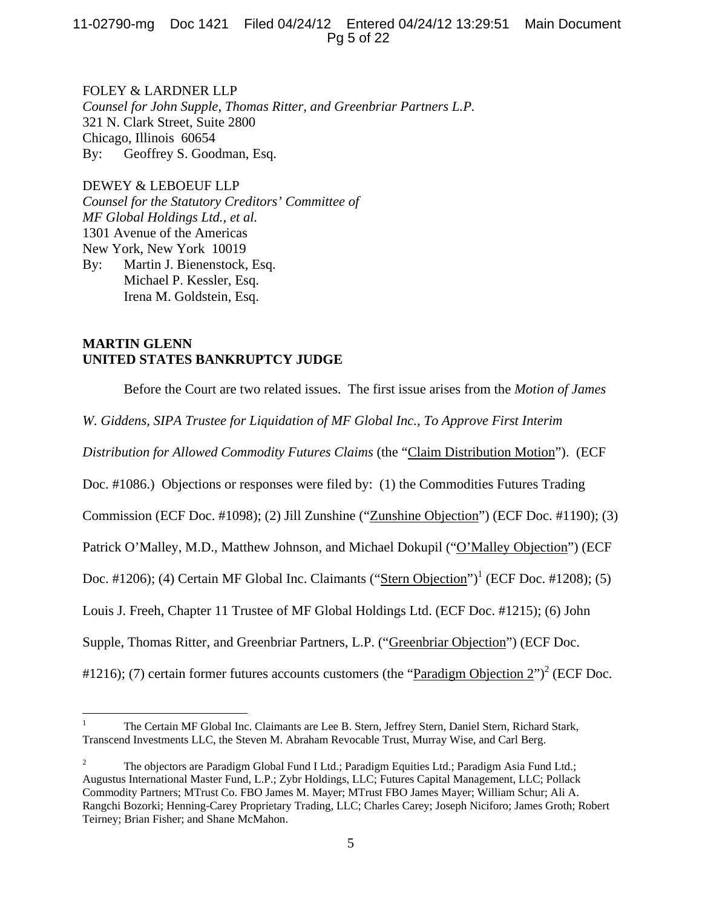FOLEY & LARDNER LLP
*Counsel for John Supple, Thomas Ritter, and Greenbriar Partners L.P.*
321 N. Clark Street, Suite 2800
Chicago, Illinois 60654
By: Geoffrey S. Goodman, Esq.

DEWEY & LEBOEUF LLP
*Counsel for the Statutory Creditors' Committee of MF Global Holdings Ltd., et al.*
1301 Avenue of the Americas
New York, New York 10019
By: Martin J. Bienenstock, Esq.
Michael P. Kessler, Esq.
Irena M. Goldstein, Esq.

**MARTIN GLENN**
**UNITED STATES BANKRUPTCY JUDGE**

Before the Court are two related issues. The first issue arises from the *Motion of James W. Giddens, SIPA Trustee for Liquidation of MF Global Inc., To Approve First Interim Distribution for Allowed Commodity Futures Claims* (the "Claim Distribution Motion"). (ECF Doc. #1086.) Objections or responses were filed by: (1) the Commodities Futures Trading Commission (ECF Doc. #1098); (2) Jill Zunshine ("Zunshine Objection") (ECF Doc. #1190); (3) Patrick O'Malley, M.D., Matthew Johnson, and Michael Dokupil ("O'Malley Objection") (ECF Doc. #1206); (4) Certain MF Global Inc. Claimants ("Stern Objection")[1] (ECF Doc. #1208); (5) Louis J. Freeh, Chapter 11 Trustee of MF Global Holdings Ltd. (ECF Doc. #1215); (6) John Supple, Thomas Ritter, and Greenbriar Partners, L.P. ("Greenbriar Objection") (ECF Doc. #1216); (7) certain former futures accounts customers (the "Paradigm Objection 2")[2] (ECF Doc.

[1] The Certain MF Global Inc. Claimants are Lee B. Stern, Jeffrey Stern, Daniel Stern, Richard Stark, Transcend Investments LLC, the Steven M. Abraham Revocable Trust, Murray Wise, and Carl Berg.

[2] The objectors are Paradigm Global Fund I Ltd.; Paradigm Equities Ltd.; Paradigm Asia Fund Ltd.; Augustus International Master Fund, L.P.; Zybr Holdings, LLC; Futures Capital Management, LLC; Pollack Commodity Partners; MTrust Co. FBO James M. Mayer; MTrust FBO James Mayer; William Schur; Ali A. Rangchi Bozorki; Henning-Carey Proprietary Trading, LLC; Charles Carey; Joseph Niciforo; James Groth; Robert Teirney; Brian Fisher; and Shane McMahon.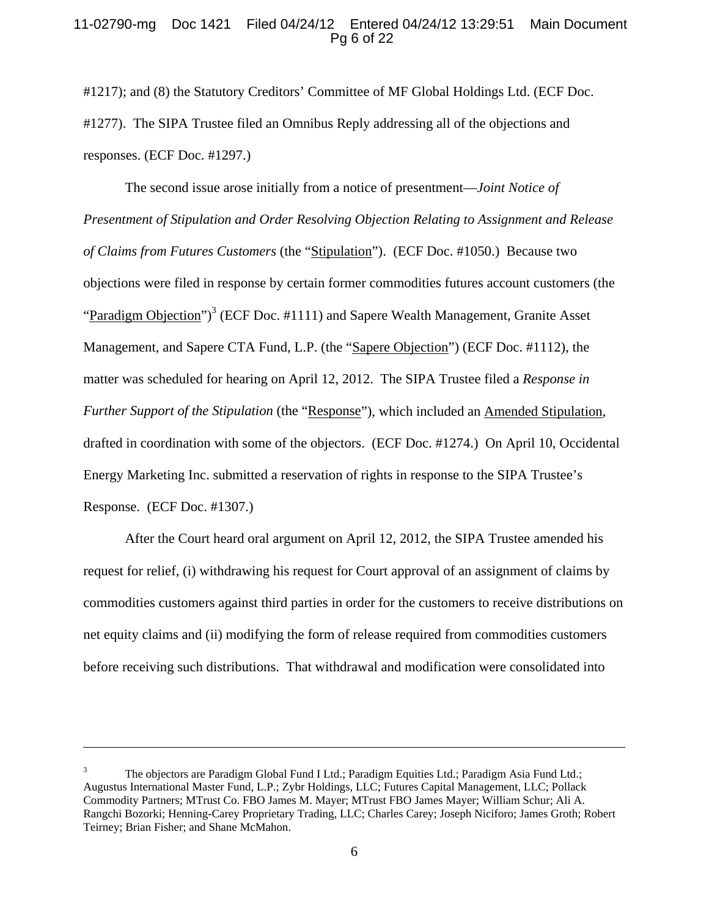#1217); and (8) the Statutory Creditors' Committee of MF Global Holdings Ltd. (ECF Doc. #1277). The SIPA Trustee filed an Omnibus Reply addressing all of the objections and responses. (ECF Doc. #1297.)

The second issue arose initially from a notice of presentment—*Joint Notice of Presentment of Stipulation and Order Resolving Objection Relating to Assignment and Release of Claims from Futures Customers* (the "Stipulation"). (ECF Doc. #1050.) Because two objections were filed in response by certain former commodities futures account customers (the "Paradigm Objection")[3] (ECF Doc. #1111) and Sapere Wealth Management, Granite Asset Management, and Sapere CTA Fund, L.P. (the "Sapere Objection") (ECF Doc. #1112), the matter was scheduled for hearing on April 12, 2012. The SIPA Trustee filed a *Response in Further Support of the Stipulation* (the "Response"), which included an Amended Stipulation, drafted in coordination with some of the objectors. (ECF Doc. #1274.) On April 10, Occidental Energy Marketing Inc. submitted a reservation of rights in response to the SIPA Trustee's Response. (ECF Doc. #1307.)

After the Court heard oral argument on April 12, 2012, the SIPA Trustee amended his request for relief, (i) withdrawing his request for Court approval of an assignment of claims by commodities customers against third parties in order for the customers to receive distributions on net equity claims and (ii) modifying the form of release required from commodities customers before receiving such distributions. That withdrawal and modification were consolidated into

---

[3] The objectors are Paradigm Global Fund I Ltd.; Paradigm Equities Ltd.; Paradigm Asia Fund Ltd.; Augustus International Master Fund, L.P.; Zybr Holdings, LLC; Futures Capital Management, LLC; Pollack Commodity Partners; MTrust Co. FBO James M. Mayer; MTrust FBO James Mayer; William Schur; Ali A. Rangchi Bozorki; Henning-Carey Proprietary Trading, LLC; Charles Carey; Joseph Niciforo; James Groth; Robert Teirney; Brian Fisher; and Shane McMahon.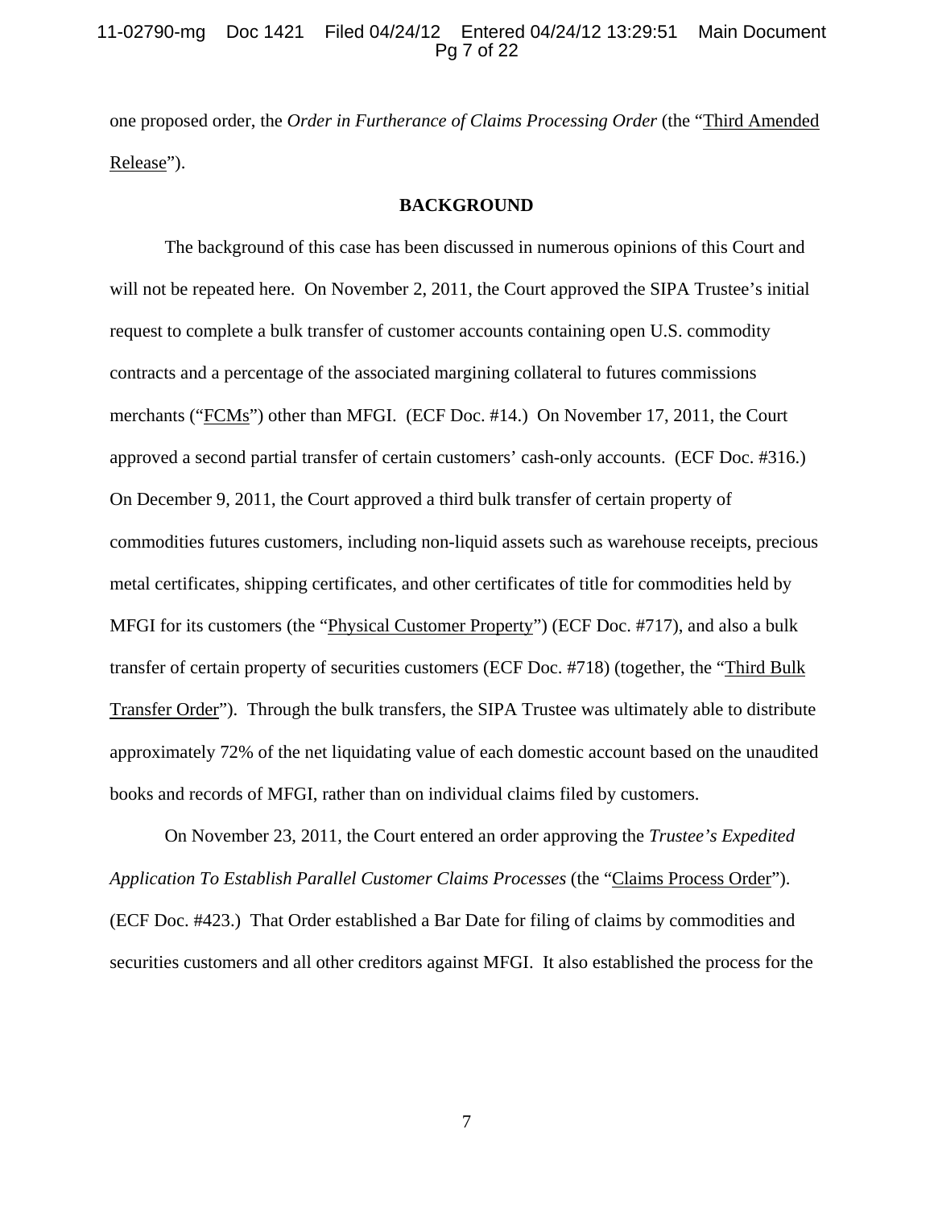one proposed order, the *Order in Furtherance of Claims Processing Order* (the "Third Amended Release").

## BACKGROUND

The background of this case has been discussed in numerous opinions of this Court and will not be repeated here. On November 2, 2011, the Court approved the SIPA Trustee's initial request to complete a bulk transfer of customer accounts containing open U.S. commodity contracts and a percentage of the associated margining collateral to futures commissions merchants ("FCMs") other than MFGI. (ECF Doc. #14.) On November 17, 2011, the Court approved a second partial transfer of certain customers' cash-only accounts. (ECF Doc. #316.) On December 9, 2011, the Court approved a third bulk transfer of certain property of commodities futures customers, including non-liquid assets such as warehouse receipts, precious metal certificates, shipping certificates, and other certificates of title for commodities held by MFGI for its customers (the "Physical Customer Property") (ECF Doc. #717), and also a bulk transfer of certain property of securities customers (ECF Doc. #718) (together, the "Third Bulk Transfer Order"). Through the bulk transfers, the SIPA Trustee was ultimately able to distribute approximately 72% of the net liquidating value of each domestic account based on the unaudited books and records of MFGI, rather than on individual claims filed by customers.

On November 23, 2011, the Court entered an order approving the *Trustee's Expedited Application To Establish Parallel Customer Claims Processes* (the "Claims Process Order"). (ECF Doc. #423.) That Order established a Bar Date for filing of claims by commodities and securities customers and all other creditors against MFGI. It also established the process for the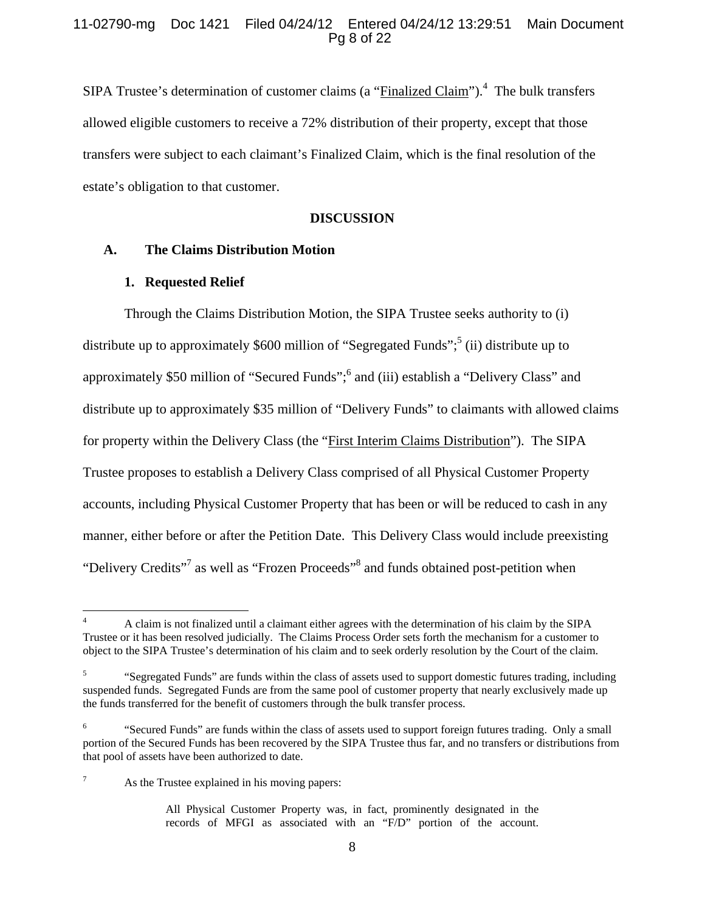SIPA Trustee's determination of customer claims (a "Finalized Claim").[4] The bulk transfers allowed eligible customers to receive a 72% distribution of their property, except that those transfers were subject to each claimant's Finalized Claim, which is the final resolution of the estate's obligation to that customer.

## DISCUSSION

### A. The Claims Distribution Motion

#### 1. Requested Relief

Through the Claims Distribution Motion, the SIPA Trustee seeks authority to (i) distribute up to approximately \$600 million of "Segregated Funds";[5] (ii) distribute up to approximately \$50 million of "Secured Funds";[6] and (iii) establish a "Delivery Class" and distribute up to approximately \$35 million of "Delivery Funds" to claimants with allowed claims for property within the Delivery Class (the "First Interim Claims Distribution"). The SIPA Trustee proposes to establish a Delivery Class comprised of all Physical Customer Property accounts, including Physical Customer Property that has been or will be reduced to cash in any manner, either before or after the Petition Date. This Delivery Class would include preexisting "Delivery Credits"[7] as well as "Frozen Proceeds"[8] and funds obtained post-petition when

---

[4] A claim is not finalized until a claimant either agrees with the determination of his claim by the SIPA Trustee or it has been resolved judicially. The Claims Process Order sets forth the mechanism for a customer to object to the SIPA Trustee's determination of his claim and to seek orderly resolution by the Court of the claim.

[5] "Segregated Funds" are funds within the class of assets used to support domestic futures trading, including suspended funds. Segregated Funds are from the same pool of customer property that nearly exclusively made up the funds transferred for the benefit of customers through the bulk transfer process.

[6] "Secured Funds" are funds within the class of assets used to support foreign futures trading. Only a small portion of the Secured Funds has been recovered by the SIPA Trustee thus far, and no transfers or distributions from that pool of assets have been authorized to date.

[7] As the Trustee explained in his moving papers:

> All Physical Customer Property was, in fact, prominently designated in the records of MFGI as associated with an "F/D" portion of the account.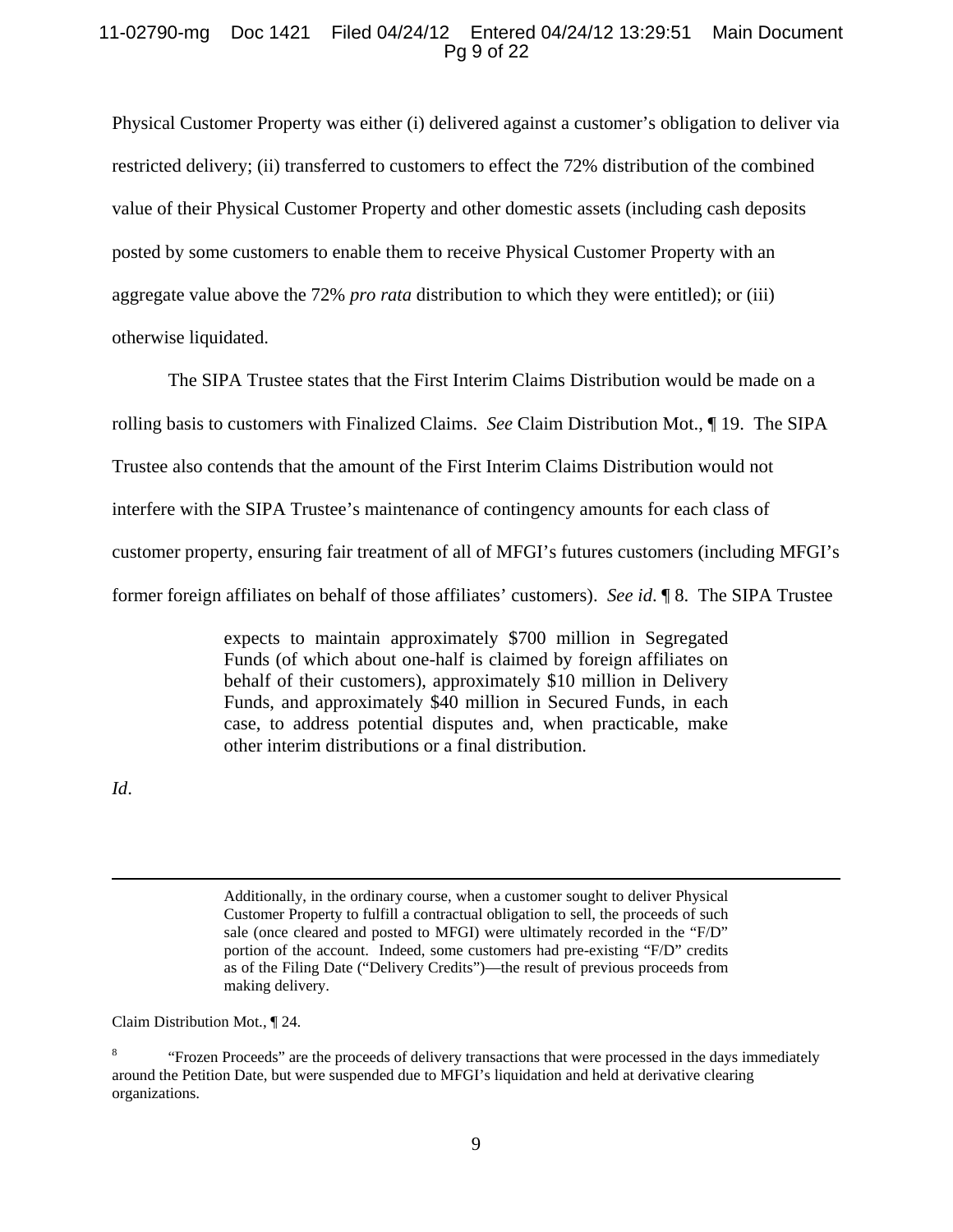Physical Customer Property was either (i) delivered against a customer's obligation to deliver via restricted delivery; (ii) transferred to customers to effect the 72% distribution of the combined value of their Physical Customer Property and other domestic assets (including cash deposits posted by some customers to enable them to receive Physical Customer Property with an aggregate value above the 72% *pro rata* distribution to which they were entitled); or (iii) otherwise liquidated.

The SIPA Trustee states that the First Interim Claims Distribution would be made on a rolling basis to customers with Finalized Claims. *See* Claim Distribution Mot., ¶ 19. The SIPA Trustee also contends that the amount of the First Interim Claims Distribution would not interfere with the SIPA Trustee's maintenance of contingency amounts for each class of customer property, ensuring fair treatment of all of MFGI's futures customers (including MFGI's former foreign affiliates on behalf of those affiliates' customers). *See id*. ¶ 8. The SIPA Trustee

> expects to maintain approximately $700 million in Segregated Funds (of which about one-half is claimed by foreign affiliates on behalf of their customers), approximately $10 million in Delivery Funds, and approximately $40 million in Secured Funds, in each case, to address potential disputes and, when practicable, make other interim distributions or a final distribution.

*Id*.

---

> Additionally, in the ordinary course, when a customer sought to deliver Physical Customer Property to fulfill a contractual obligation to sell, the proceeds of such sale (once cleared and posted to MFGI) were ultimately recorded in the "F/D" portion of the account. Indeed, some customers had pre-existing "F/D" credits as of the Filing Date ("Delivery Credits")—the result of previous proceeds from making delivery.

Claim Distribution Mot., ¶ 24.

[8] "Frozen Proceeds" are the proceeds of delivery transactions that were processed in the days immediately around the Petition Date, but were suspended due to MFGI's liquidation and held at derivative clearing organizations.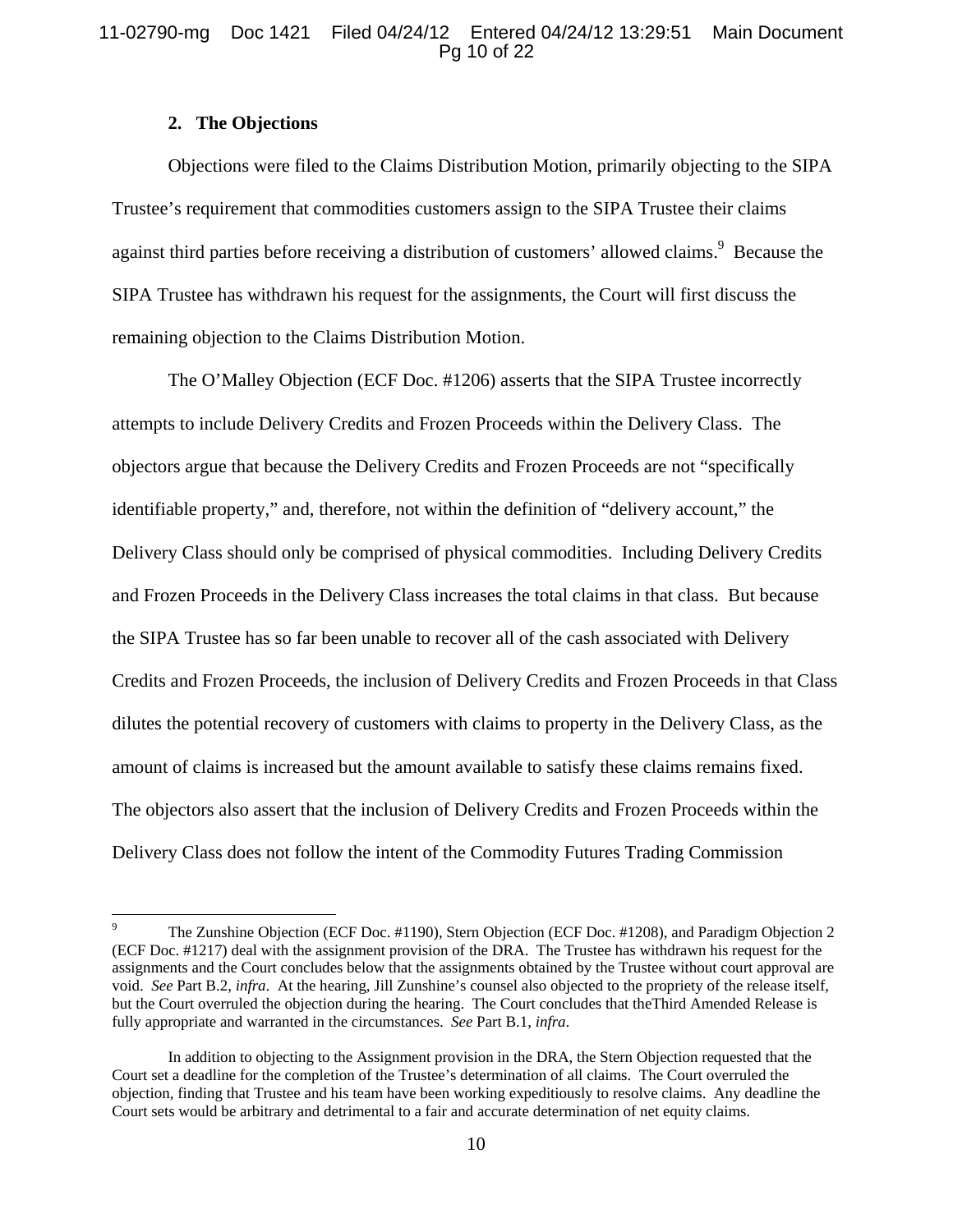### 2. The Objections

Objections were filed to the Claims Distribution Motion, primarily objecting to the SIPA Trustee's requirement that commodities customers assign to the SIPA Trustee their claims against third parties before receiving a distribution of customers' allowed claims.[9] Because the SIPA Trustee has withdrawn his request for the assignments, the Court will first discuss the remaining objection to the Claims Distribution Motion.

The O'Malley Objection (ECF Doc. #1206) asserts that the SIPA Trustee incorrectly attempts to include Delivery Credits and Frozen Proceeds within the Delivery Class. The objectors argue that because the Delivery Credits and Frozen Proceeds are not "specifically identifiable property," and, therefore, not within the definition of "delivery account," the Delivery Class should only be comprised of physical commodities. Including Delivery Credits and Frozen Proceeds in the Delivery Class increases the total claims in that class. But because the SIPA Trustee has so far been unable to recover all of the cash associated with Delivery Credits and Frozen Proceeds, the inclusion of Delivery Credits and Frozen Proceeds in that Class dilutes the potential recovery of customers with claims to property in the Delivery Class, as the amount of claims is increased but the amount available to satisfy these claims remains fixed. The objectors also assert that the inclusion of Delivery Credits and Frozen Proceeds within the Delivery Class does not follow the intent of the Commodity Futures Trading Commission

---

[9] The Zunshine Objection (ECF Doc. #1190), Stern Objection (ECF Doc. #1208), and Paradigm Objection 2 (ECF Doc. #1217) deal with the assignment provision of the DRA. The Trustee has withdrawn his request for the assignments and the Court concludes below that the assignments obtained by the Trustee without court approval are void. *See* Part B.2, *infra*. At the hearing, Jill Zunshine's counsel also objected to the propriety of the release itself, but the Court overruled the objection during the hearing. The Court concludes that theThird Amended Release is fully appropriate and warranted in the circumstances. *See* Part B.1, *infra*.

In addition to objecting to the Assignment provision in the DRA, the Stern Objection requested that the Court set a deadline for the completion of the Trustee's determination of all claims. The Court overruled the objection, finding that Trustee and his team have been working expeditiously to resolve claims. Any deadline the Court sets would be arbitrary and detrimental to a fair and accurate determination of net equity claims.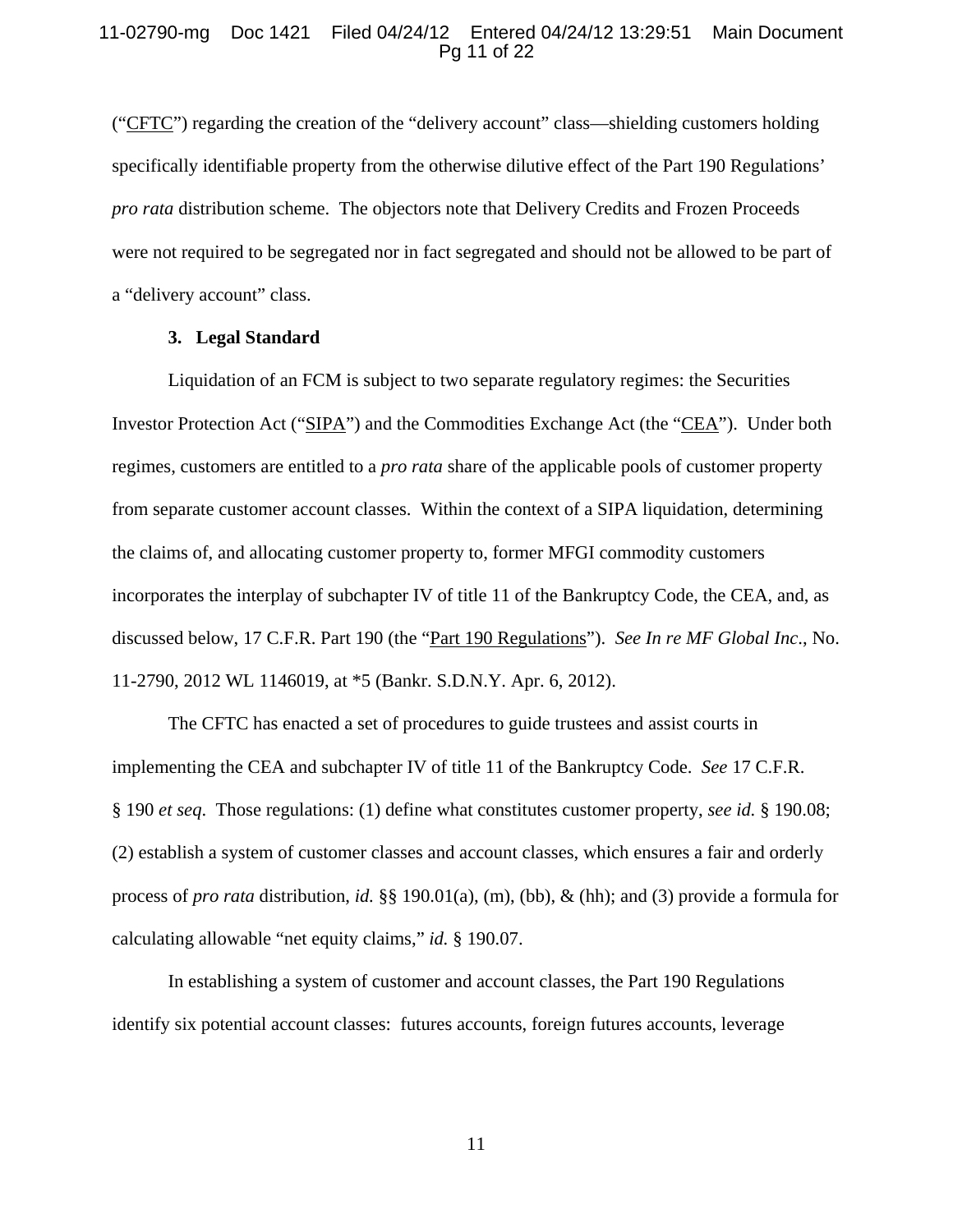("CFTC") regarding the creation of the "delivery account" class—shielding customers holding specifically identifiable property from the otherwise dilutive effect of the Part 190 Regulations' *pro rata* distribution scheme. The objectors note that Delivery Credits and Frozen Proceeds were not required to be segregated nor in fact segregated and should not be allowed to be part of a "delivery account" class.

### 3. Legal Standard

Liquidation of an FCM is subject to two separate regulatory regimes: the Securities Investor Protection Act ("SIPA") and the Commodities Exchange Act (the "CEA"). Under both regimes, customers are entitled to a *pro rata* share of the applicable pools of customer property from separate customer account classes. Within the context of a SIPA liquidation, determining the claims of, and allocating customer property to, former MFGI commodity customers incorporates the interplay of subchapter IV of title 11 of the Bankruptcy Code, the CEA, and, as discussed below, 17 C.F.R. Part 190 (the "Part 190 Regulations"). *See In re MF Global Inc.*, No. 11-2790, 2012 WL 1146019, at *5 (Bankr. S.D.N.Y. Apr. 6, 2012).

The CFTC has enacted a set of procedures to guide trustees and assist courts in implementing the CEA and subchapter IV of title 11 of the Bankruptcy Code. *See* 17 C.F.R. § 190 *et seq*. Those regulations: (1) define what constitutes customer property, *see id.* § 190.08; (2) establish a system of customer classes and account classes, which ensures a fair and orderly process of *pro rata* distribution, *id.* §§ 190.01(a), (m), (bb), & (hh); and (3) provide a formula for calculating allowable "net equity claims," *id.* § 190.07.

In establishing a system of customer and account classes, the Part 190 Regulations identify six potential account classes: futures accounts, foreign futures accounts, leverage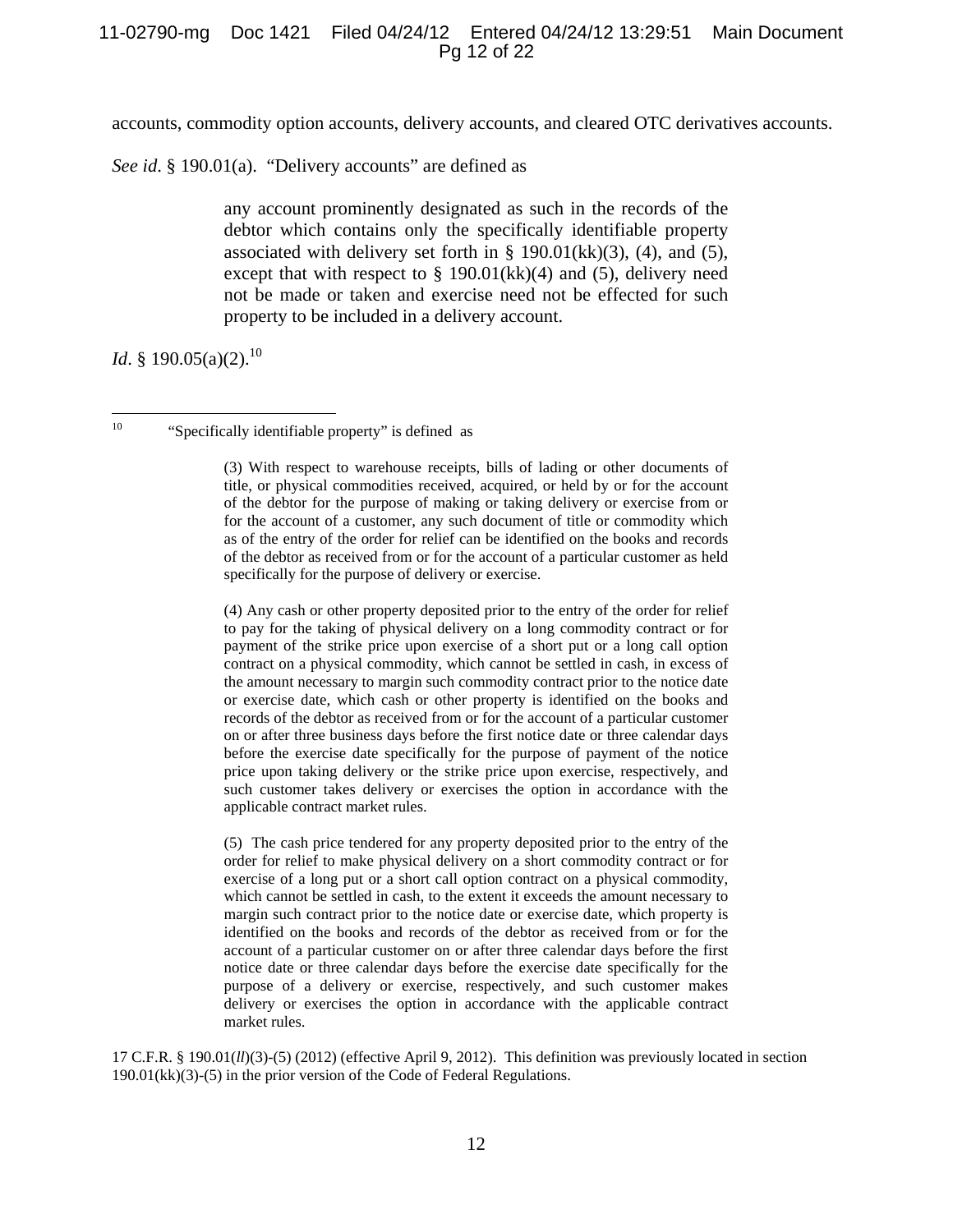accounts, commodity option accounts, delivery accounts, and cleared OTC derivatives accounts.

*See id*. § 190.01(a). "Delivery accounts" are defined as

> any account prominently designated as such in the records of the debtor which contains only the specifically identifiable property associated with delivery set forth in § 190.01(kk)(3), (4), and (5), except that with respect to § 190.01(kk)(4) and (5), delivery need not be made or taken and exercise need not be effected for such property to be included in a delivery account.

*Id*. § 190.05(a)(2).[10]

---

[10] "Specifically identifiable property" is defined as

> (3) With respect to warehouse receipts, bills of lading or other documents of title, or physical commodities received, acquired, or held by or for the account of the debtor for the purpose of making or taking delivery or exercise from or for the account of a customer, any such document of title or commodity which as of the entry of the order for relief can be identified on the books and records of the debtor as received from or for the account of a particular customer as held specifically for the purpose of delivery or exercise.
>
> (4) Any cash or other property deposited prior to the entry of the order for relief to pay for the taking of physical delivery on a long commodity contract or for payment of the strike price upon exercise of a short put or a long call option contract on a physical commodity, which cannot be settled in cash, in excess of the amount necessary to margin such commodity contract prior to the notice date or exercise date, which cash or other property is identified on the books and records of the debtor as received from or for the account of a particular customer on or after three business days before the first notice date or three calendar days before the exercise date specifically for the purpose of payment of the notice price upon taking delivery or the strike price upon exercise, respectively, and such customer takes delivery or exercises the option in accordance with the applicable contract market rules.
>
> (5) The cash price tendered for any property deposited prior to the entry of the order for relief to make physical delivery on a short commodity contract or for exercise of a long put or a short call option contract on a physical commodity, which cannot be settled in cash, to the extent it exceeds the amount necessary to margin such contract prior to the notice date or exercise date, which property is identified on the books and records of the debtor as received from or for the account of a particular customer on or after three calendar days before the first notice date or three calendar days before the exercise date specifically for the purpose of a delivery or exercise, respectively, and such customer makes delivery or exercises the option in accordance with the applicable contract market rules.

17 C.F.R. § 190.01(*ll*)(3)-(5) (2012) (effective April 9, 2012). This definition was previously located in section 190.01(kk)(3)-(5) in the prior version of the Code of Federal Regulations.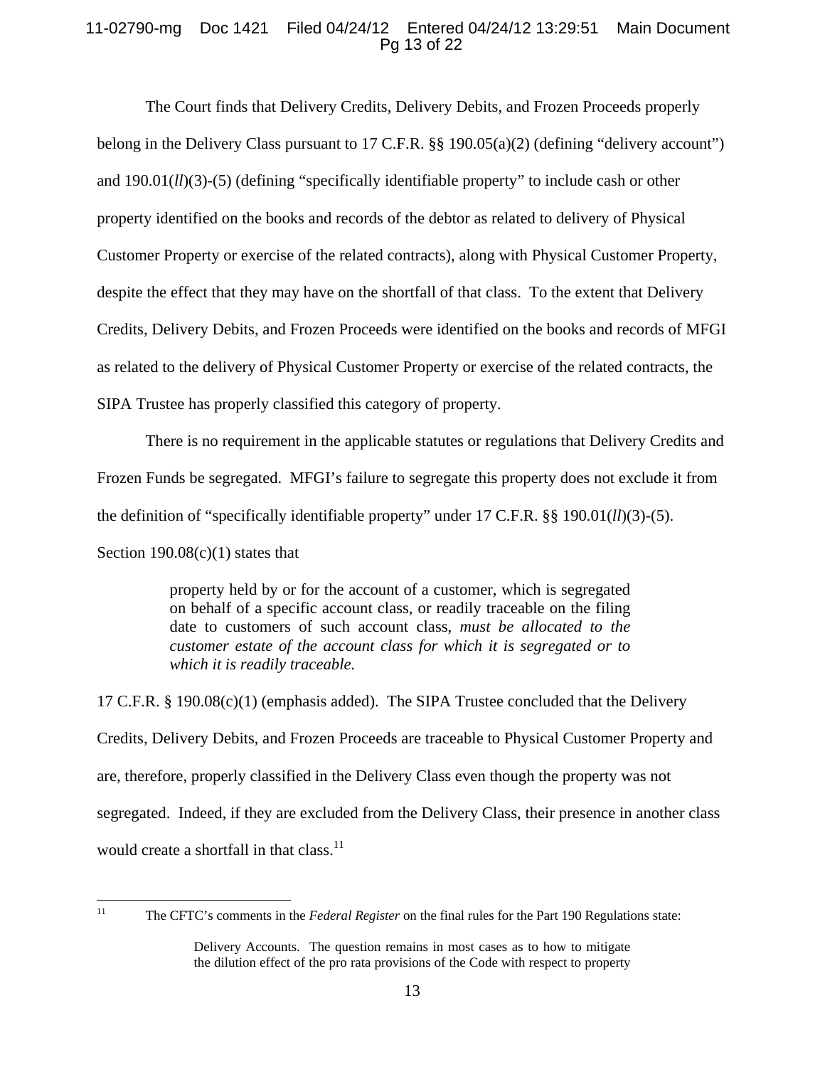The Court finds that Delivery Credits, Delivery Debits, and Frozen Proceeds properly belong in the Delivery Class pursuant to 17 C.F.R. §§ 190.05(a)(2) (defining "delivery account") and 190.01(*ll*)(3)-(5) (defining "specifically identifiable property" to include cash or other property identified on the books and records of the debtor as related to delivery of Physical Customer Property or exercise of the related contracts), along with Physical Customer Property, despite the effect that they may have on the shortfall of that class. To the extent that Delivery Credits, Delivery Debits, and Frozen Proceeds were identified on the books and records of MFGI as related to the delivery of Physical Customer Property or exercise of the related contracts, the SIPA Trustee has properly classified this category of property.

There is no requirement in the applicable statutes or regulations that Delivery Credits and Frozen Funds be segregated. MFGI's failure to segregate this property does not exclude it from the definition of "specifically identifiable property" under 17 C.F.R. §§ 190.01(*ll*)(3)-(5). Section 190.08(c)(1) states that

> property held by or for the account of a customer, which is segregated on behalf of a specific account class, or readily traceable on the filing date to customers of such account class, *must be allocated to the customer estate of the account class for which it is segregated or to which it is readily traceable.*

17 C.F.R. § 190.08(c)(1) (emphasis added). The SIPA Trustee concluded that the Delivery Credits, Delivery Debits, and Frozen Proceeds are traceable to Physical Customer Property and are, therefore, properly classified in the Delivery Class even though the property was not segregated. Indeed, if they are excluded from the Delivery Class, their presence in another class would create a shortfall in that class.[11]

---

[11] The CFTC's comments in the *Federal Register* on the final rules for the Part 190 Regulations state:

> Delivery Accounts. The question remains in most cases as to how to mitigate the dilution effect of the pro rata provisions of the Code with respect to property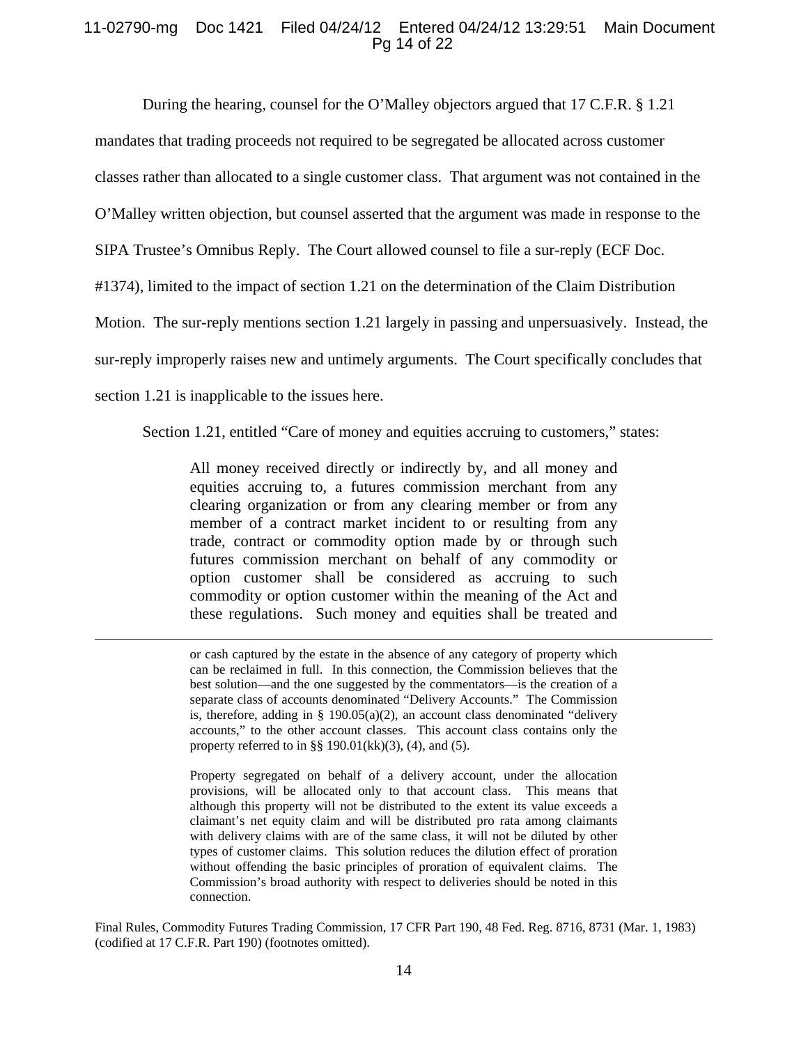During the hearing, counsel for the O'Malley objectors argued that 17 C.F.R. § 1.21 mandates that trading proceeds not required to be segregated be allocated across customer classes rather than allocated to a single customer class. That argument was not contained in the O'Malley written objection, but counsel asserted that the argument was made in response to the SIPA Trustee's Omnibus Reply. The Court allowed counsel to file a sur-reply (ECF Doc. #1374), limited to the impact of section 1.21 on the determination of the Claim Distribution Motion. The sur-reply mentions section 1.21 largely in passing and unpersuasively. Instead, the sur-reply improperly raises new and untimely arguments. The Court specifically concludes that section 1.21 is inapplicable to the issues here.

Section 1.21, entitled "Care of money and equities accruing to customers," states:

> All money received directly or indirectly by, and all money and equities accruing to, a futures commission merchant from any clearing organization or from any clearing member or from any member of a contract market incident to or resulting from any trade, contract or commodity option made by or through such futures commission merchant on behalf of any commodity or option customer shall be considered as accruing to such commodity or option customer within the meaning of the Act and these regulations. Such money and equities shall be treated and

---

> or cash captured by the estate in the absence of any category of property which can be reclaimed in full. In this connection, the Commission believes that the best solution—and the one suggested by the commentators—is the creation of a separate class of accounts denominated "Delivery Accounts." The Commission is, therefore, adding in § 190.05(a)(2), an account class denominated "delivery accounts," to the other account classes. This account class contains only the property referred to in §§ 190.01(kk)(3), (4), and (5).
>
> Property segregated on behalf of a delivery account, under the allocation provisions, will be allocated only to that account class. This means that although this property will not be distributed to the extent its value exceeds a claimant's net equity claim and will be distributed pro rata among claimants with delivery claims with are of the same class, it will not be diluted by other types of customer claims. This solution reduces the dilution effect of proration without offending the basic principles of proration of equivalent claims. The Commission's broad authority with respect to deliveries should be noted in this connection.

Final Rules, Commodity Futures Trading Commission, 17 CFR Part 190, 48 Fed. Reg. 8716, 8731 (Mar. 1, 1983) (codified at 17 C.F.R. Part 190) (footnotes omitted).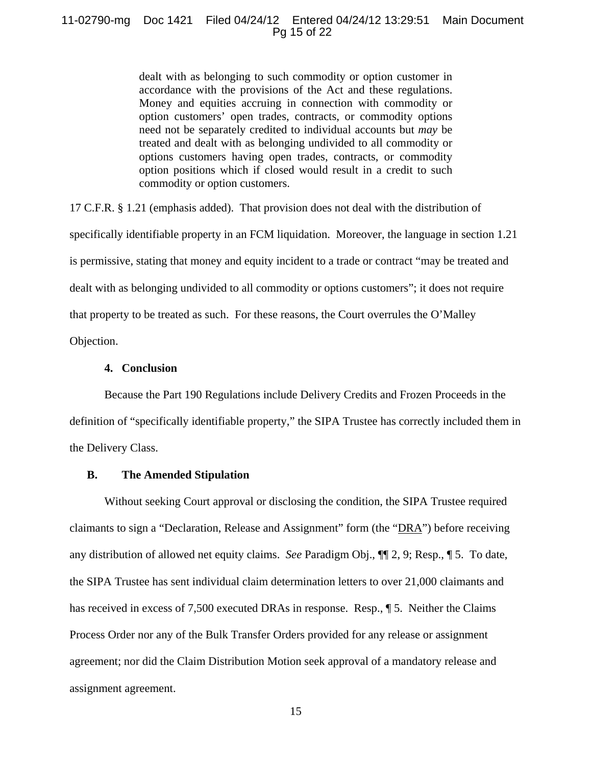> dealt with as belonging to such commodity or option customer in accordance with the provisions of the Act and these regulations. Money and equities accruing in connection with commodity or option customers' open trades, contracts, or commodity options need not be separately credited to individual accounts but *may* be treated and dealt with as belonging undivided to all commodity or options customers having open trades, contracts, or commodity option positions which if closed would result in a credit to such commodity or option customers.

17 C.F.R. § 1.21 (emphasis added). That provision does not deal with the distribution of specifically identifiable property in an FCM liquidation. Moreover, the language in section 1.21 is permissive, stating that money and equity incident to a trade or contract "may be treated and dealt with as belonging undivided to all commodity or options customers"; it does not require that property to be treated as such. For these reasons, the Court overrules the O'Malley Objection.

#### 4. Conclusion

Because the Part 190 Regulations include Delivery Credits and Frozen Proceeds in the definition of "specifically identifiable property," the SIPA Trustee has correctly included them in the Delivery Class.

### B. The Amended Stipulation

Without seeking Court approval or disclosing the condition, the SIPA Trustee required claimants to sign a "Declaration, Release and Assignment" form (the "DRA") before receiving any distribution of allowed net equity claims. *See* Paradigm Obj., ¶¶ 2, 9; Resp., ¶ 5. To date, the SIPA Trustee has sent individual claim determination letters to over 21,000 claimants and has received in excess of 7,500 executed DRAs in response. Resp., ¶ 5. Neither the Claims Process Order nor any of the Bulk Transfer Orders provided for any release or assignment agreement; nor did the Claim Distribution Motion seek approval of a mandatory release and assignment agreement.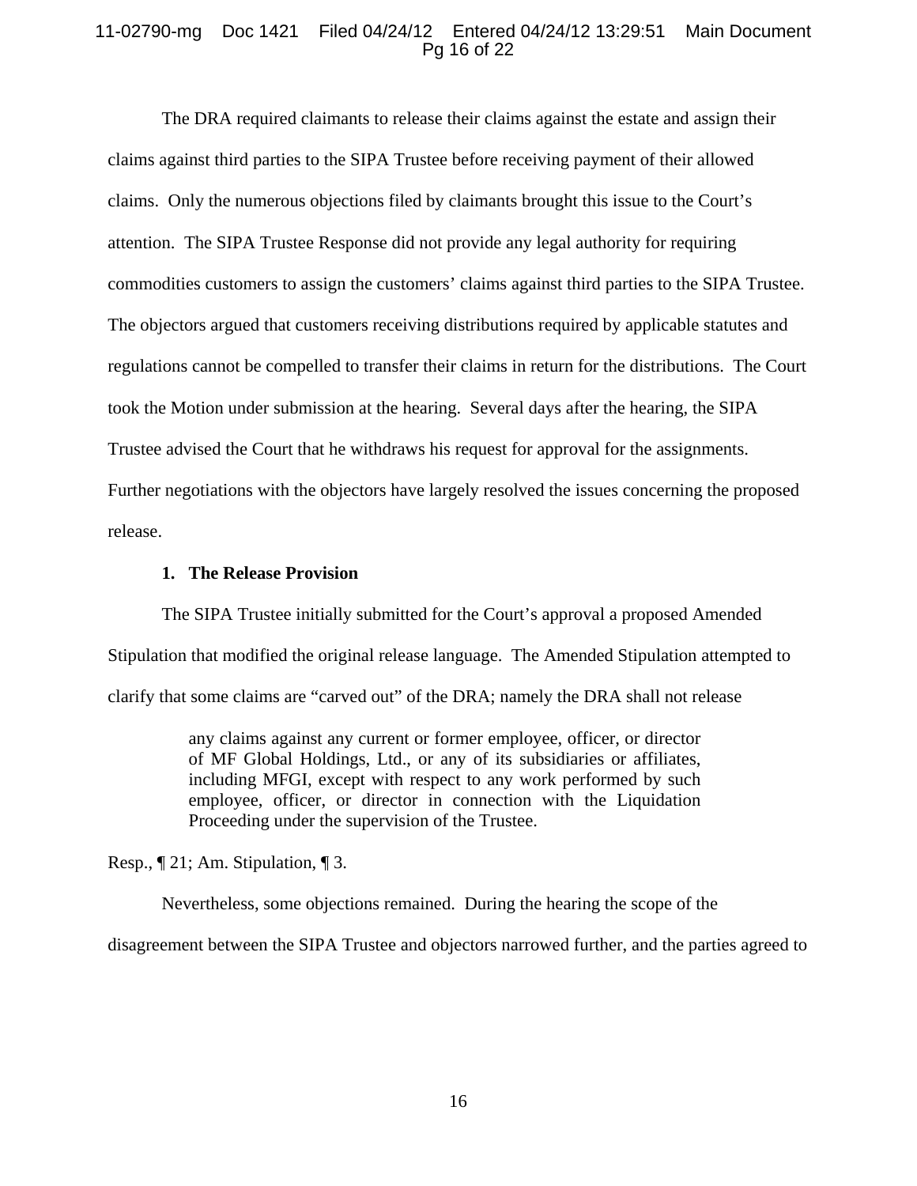The DRA required claimants to release their claims against the estate and assign their claims against third parties to the SIPA Trustee before receiving payment of their allowed claims. Only the numerous objections filed by claimants brought this issue to the Court's attention. The SIPA Trustee Response did not provide any legal authority for requiring commodities customers to assign the customers' claims against third parties to the SIPA Trustee. The objectors argued that customers receiving distributions required by applicable statutes and regulations cannot be compelled to transfer their claims in return for the distributions. The Court took the Motion under submission at the hearing. Several days after the hearing, the SIPA Trustee advised the Court that he withdraws his request for approval for the assignments. Further negotiations with the objectors have largely resolved the issues concerning the proposed release.

### 1. The Release Provision

The SIPA Trustee initially submitted for the Court's approval a proposed Amended Stipulation that modified the original release language. The Amended Stipulation attempted to clarify that some claims are "carved out" of the DRA; namely the DRA shall not release

> any claims against any current or former employee, officer, or director of MF Global Holdings, Ltd., or any of its subsidiaries or affiliates, including MFGI, except with respect to any work performed by such employee, officer, or director in connection with the Liquidation Proceeding under the supervision of the Trustee.

Resp., ¶ 21; Am. Stipulation, ¶ 3.

Nevertheless, some objections remained. During the hearing the scope of the disagreement between the SIPA Trustee and objectors narrowed further, and the parties agreed to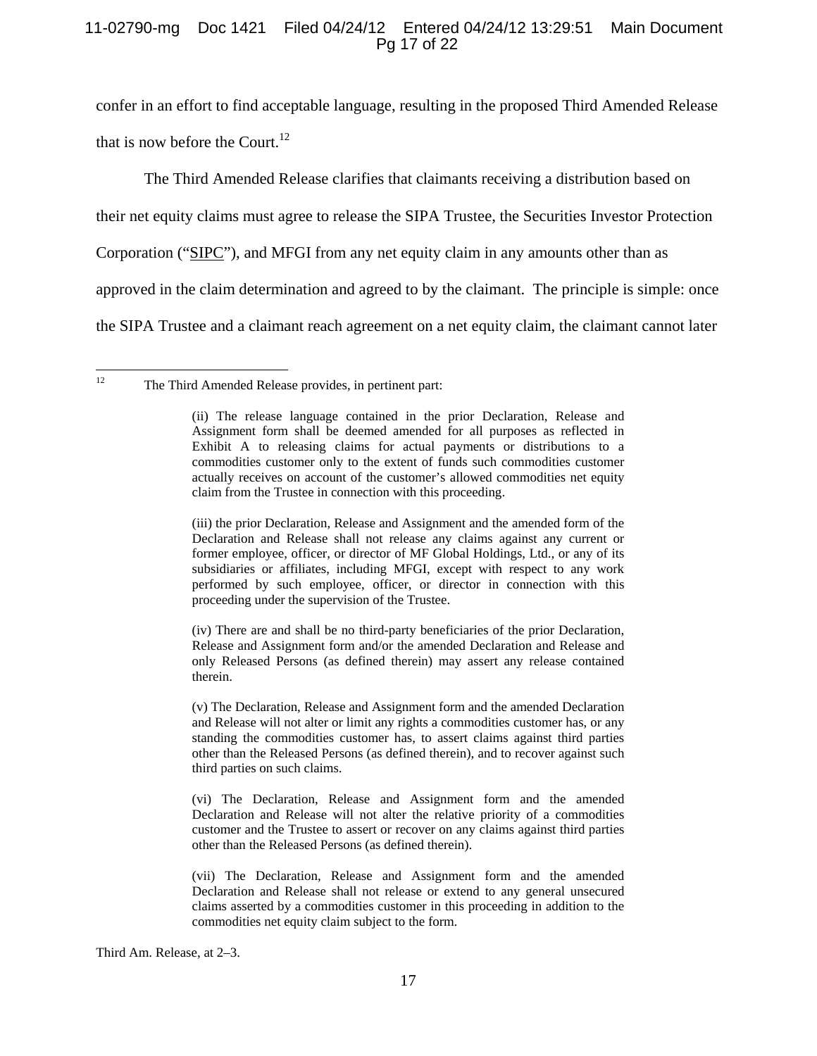confer in an effort to find acceptable language, resulting in the proposed Third Amended Release that is now before the Court.[12]

The Third Amended Release clarifies that claimants receiving a distribution based on their net equity claims must agree to release the SIPA Trustee, the Securities Investor Protection Corporation ("SIPC"), and MFGI from any net equity claim in any amounts other than as approved in the claim determination and agreed to by the claimant. The principle is simple: once the SIPA Trustee and a claimant reach agreement on a net equity claim, the claimant cannot later

---

[12] The Third Amended Release provides, in pertinent part:

> (ii) The release language contained in the prior Declaration, Release and Assignment form shall be deemed amended for all purposes as reflected in Exhibit A to releasing claims for actual payments or distributions to a commodities customer only to the extent of funds such commodities customer actually receives on account of the customer's allowed commodities net equity claim from the Trustee in connection with this proceeding.
>
> (iii) the prior Declaration, Release and Assignment and the amended form of the Declaration and Release shall not release any claims against any current or former employee, officer, or director of MF Global Holdings, Ltd., or any of its subsidiaries or affiliates, including MFGI, except with respect to any work performed by such employee, officer, or director in connection with this proceeding under the supervision of the Trustee.
>
> (iv) There are and shall be no third-party beneficiaries of the prior Declaration, Release and Assignment form and/or the amended Declaration and Release and only Released Persons (as defined therein) may assert any release contained therein.
>
> (v) The Declaration, Release and Assignment form and the amended Declaration and Release will not alter or limit any rights a commodities customer has, or any standing the commodities customer has, to assert claims against third parties other than the Released Persons (as defined therein), and to recover against such third parties on such claims.
>
> (vi) The Declaration, Release and Assignment form and the amended Declaration and Release will not alter the relative priority of a commodities customer and the Trustee to assert or recover on any claims against third parties other than the Released Persons (as defined therein).
>
> (vii) The Declaration, Release and Assignment form and the amended Declaration and Release shall not release or extend to any general unsecured claims asserted by a commodities customer in this proceeding in addition to the commodities net equity claim subject to the form.

Third Am. Release, at 2–3.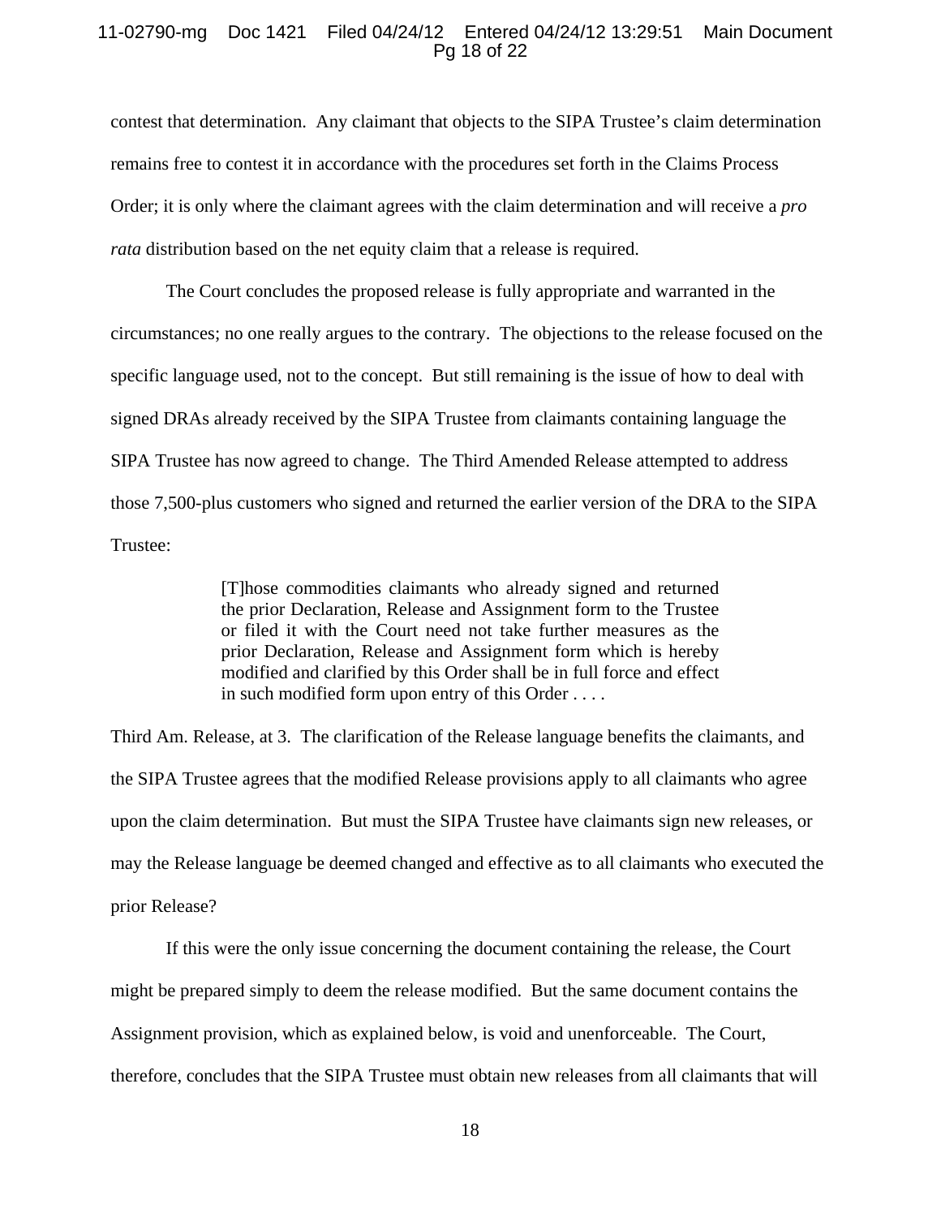contest that determination. Any claimant that objects to the SIPA Trustee's claim determination remains free to contest it in accordance with the procedures set forth in the Claims Process Order; it is only where the claimant agrees with the claim determination and will receive a *pro rata* distribution based on the net equity claim that a release is required.

The Court concludes the proposed release is fully appropriate and warranted in the circumstances; no one really argues to the contrary. The objections to the release focused on the specific language used, not to the concept. But still remaining is the issue of how to deal with signed DRAs already received by the SIPA Trustee from claimants containing language the SIPA Trustee has now agreed to change. The Third Amended Release attempted to address those 7,500-plus customers who signed and returned the earlier version of the DRA to the SIPA Trustee:

> [T]hose commodities claimants who already signed and returned the prior Declaration, Release and Assignment form to the Trustee or filed it with the Court need not take further measures as the prior Declaration, Release and Assignment form which is hereby modified and clarified by this Order shall be in full force and effect in such modified form upon entry of this Order . . . .

Third Am. Release, at 3. The clarification of the Release language benefits the claimants, and the SIPA Trustee agrees that the modified Release provisions apply to all claimants who agree upon the claim determination. But must the SIPA Trustee have claimants sign new releases, or may the Release language be deemed changed and effective as to all claimants who executed the prior Release?

If this were the only issue concerning the document containing the release, the Court might be prepared simply to deem the release modified. But the same document contains the Assignment provision, which as explained below, is void and unenforceable. The Court, therefore, concludes that the SIPA Trustee must obtain new releases from all claimants that will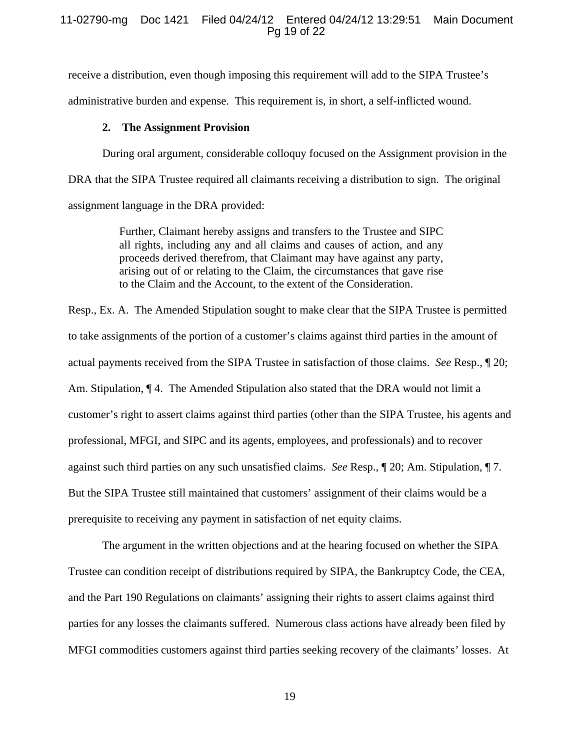receive a distribution, even though imposing this requirement will add to the SIPA Trustee's administrative burden and expense. This requirement is, in short, a self-inflicted wound.

**2. The Assignment Provision**

During oral argument, considerable colloquy focused on the Assignment provision in the DRA that the SIPA Trustee required all claimants receiving a distribution to sign. The original assignment language in the DRA provided:

> Further, Claimant hereby assigns and transfers to the Trustee and SIPC all rights, including any and all claims and causes of action, and any proceeds derived therefrom, that Claimant may have against any party, arising out of or relating to the Claim, the circumstances that gave rise to the Claim and the Account, to the extent of the Consideration.

Resp., Ex. A. The Amended Stipulation sought to make clear that the SIPA Trustee is permitted to take assignments of the portion of a customer's claims against third parties in the amount of actual payments received from the SIPA Trustee in satisfaction of those claims. *See* Resp., ¶ 20; Am. Stipulation, ¶ 4. The Amended Stipulation also stated that the DRA would not limit a customer's right to assert claims against third parties (other than the SIPA Trustee, his agents and professional, MFGI, and SIPC and its agents, employees, and professionals) and to recover against such third parties on any such unsatisfied claims. *See* Resp., ¶ 20; Am. Stipulation, ¶ 7. But the SIPA Trustee still maintained that customers' assignment of their claims would be a prerequisite to receiving any payment in satisfaction of net equity claims.

The argument in the written objections and at the hearing focused on whether the SIPA Trustee can condition receipt of distributions required by SIPA, the Bankruptcy Code, the CEA, and the Part 190 Regulations on claimants' assigning their rights to assert claims against third parties for any losses the claimants suffered. Numerous class actions have already been filed by MFGI commodities customers against third parties seeking recovery of the claimants' losses. At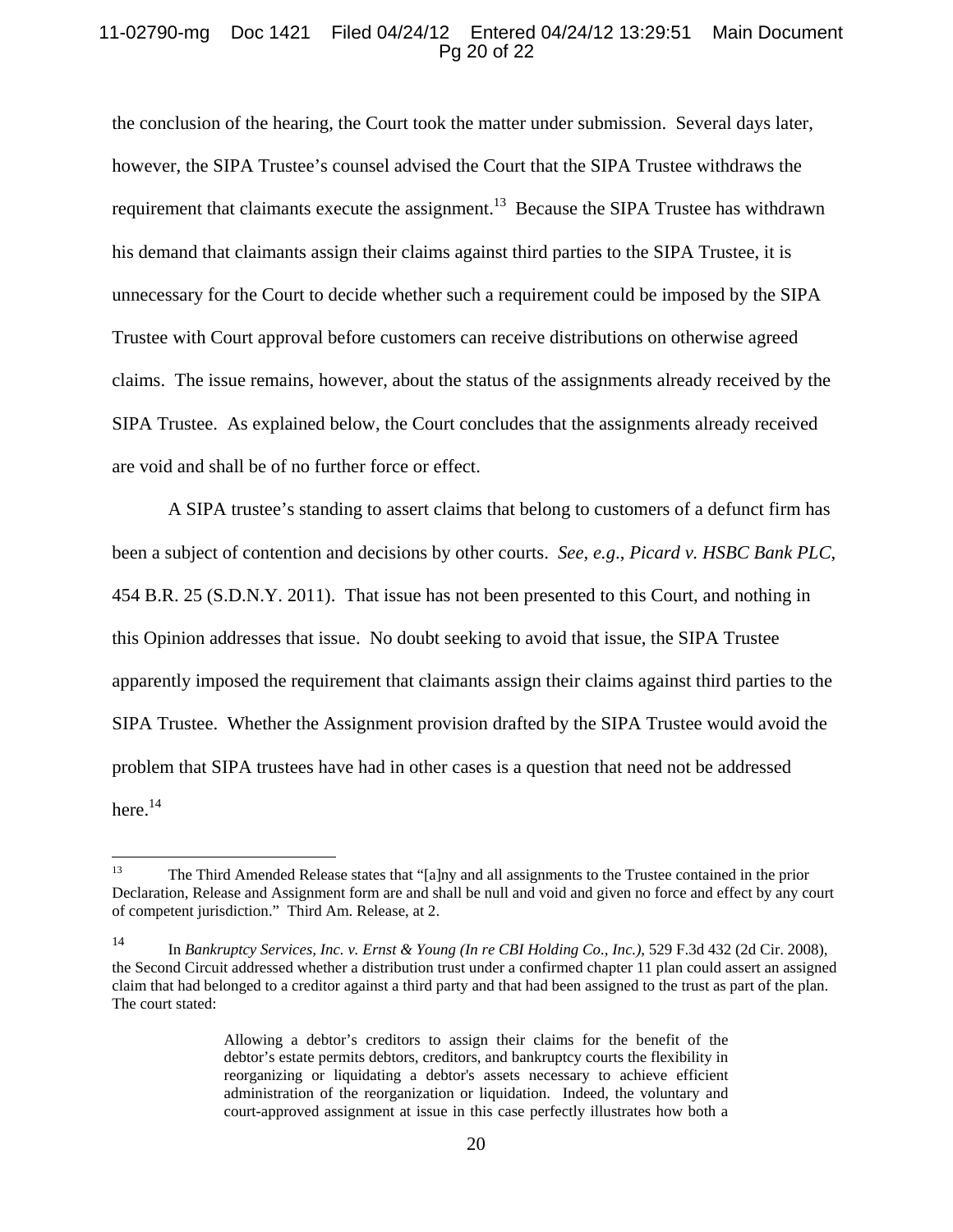the conclusion of the hearing, the Court took the matter under submission. Several days later, however, the SIPA Trustee's counsel advised the Court that the SIPA Trustee withdraws the requirement that claimants execute the assignment.[13] Because the SIPA Trustee has withdrawn his demand that claimants assign their claims against third parties to the SIPA Trustee, it is unnecessary for the Court to decide whether such a requirement could be imposed by the SIPA Trustee with Court approval before customers can receive distributions on otherwise agreed claims. The issue remains, however, about the status of the assignments already received by the SIPA Trustee. As explained below, the Court concludes that the assignments already received are void and shall be of no further force or effect.

A SIPA trustee's standing to assert claims that belong to customers of a defunct firm has been a subject of contention and decisions by other courts. *See, e.g.*, *Picard v. HSBC Bank PLC*, 454 B.R. 25 (S.D.N.Y. 2011). That issue has not been presented to this Court, and nothing in this Opinion addresses that issue. No doubt seeking to avoid that issue, the SIPA Trustee apparently imposed the requirement that claimants assign their claims against third parties to the SIPA Trustee. Whether the Assignment provision drafted by the SIPA Trustee would avoid the problem that SIPA trustees have had in other cases is a question that need not be addressed here.[14]

---

[13] The Third Amended Release states that "[a]ny and all assignments to the Trustee contained in the prior Declaration, Release and Assignment form are and shall be null and void and given no force and effect by any court of competent jurisdiction." Third Am. Release, at 2.

[14] In *Bankruptcy Services, Inc. v. Ernst & Young (In re CBI Holding Co., Inc.)*, 529 F.3d 432 (2d Cir. 2008), the Second Circuit addressed whether a distribution trust under a confirmed chapter 11 plan could assert an assigned claim that had belonged to a creditor against a third party and that had been assigned to the trust as part of the plan. The court stated:

> Allowing a debtor's creditors to assign their claims for the benefit of the debtor's estate permits debtors, creditors, and bankruptcy courts the flexibility in reorganizing or liquidating a debtor's assets necessary to achieve efficient administration of the reorganization or liquidation. Indeed, the voluntary and court-approved assignment at issue in this case perfectly illustrates how both a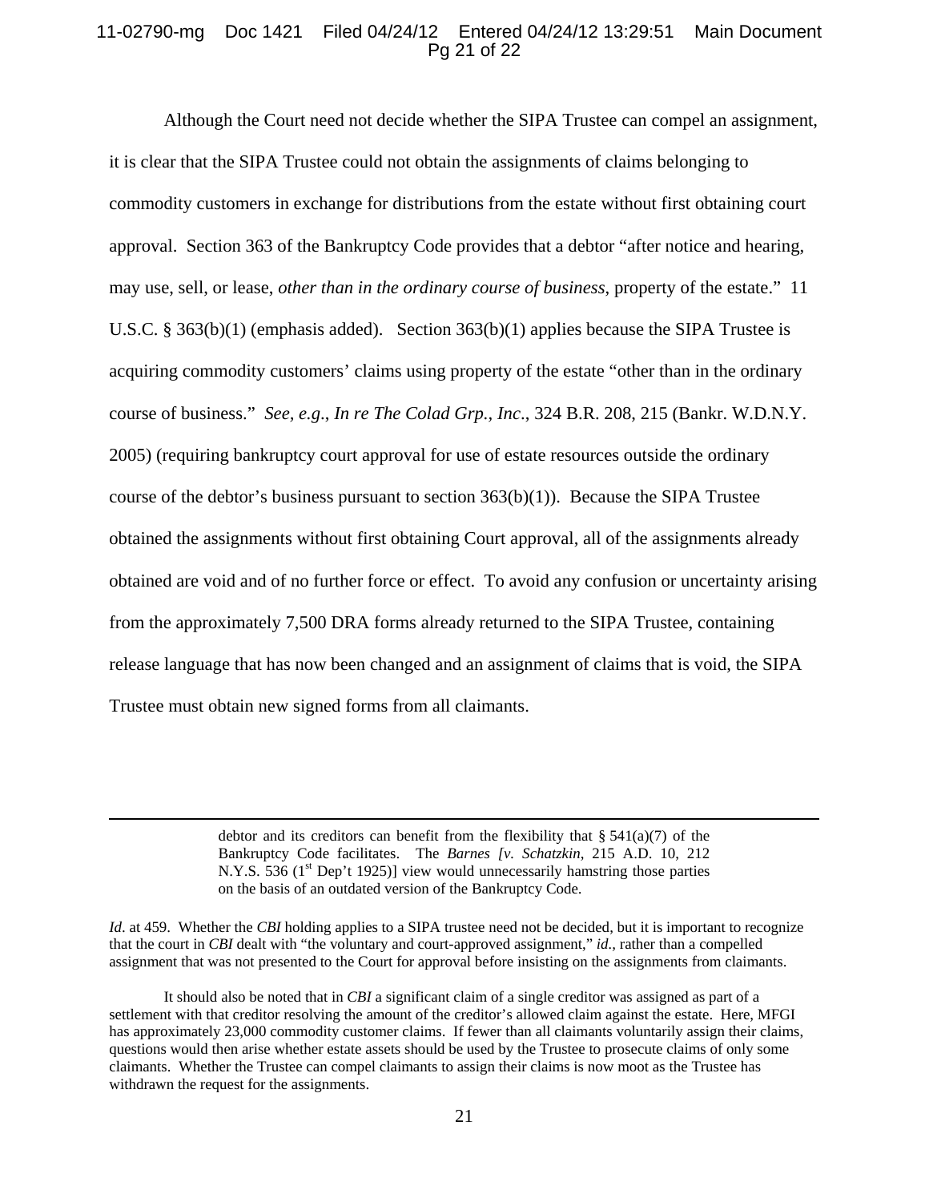Although the Court need not decide whether the SIPA Trustee can compel an assignment, it is clear that the SIPA Trustee could not obtain the assignments of claims belonging to commodity customers in exchange for distributions from the estate without first obtaining court approval. Section 363 of the Bankruptcy Code provides that a debtor "after notice and hearing, may use, sell, or lease, *other than in the ordinary course of business*, property of the estate." 11 U.S.C. § 363(b)(1) (emphasis added). Section 363(b)(1) applies because the SIPA Trustee is acquiring commodity customers' claims using property of the estate "other than in the ordinary course of business." *See, e.g.*, *In re The Colad Grp., Inc*., 324 B.R. 208, 215 (Bankr. W.D.N.Y. 2005) (requiring bankruptcy court approval for use of estate resources outside the ordinary course of the debtor's business pursuant to section 363(b)(1)). Because the SIPA Trustee obtained the assignments without first obtaining Court approval, all of the assignments already obtained are void and of no further force or effect. To avoid any confusion or uncertainty arising from the approximately 7,500 DRA forms already returned to the SIPA Trustee, containing release language that has now been changed and an assignment of claims that is void, the SIPA Trustee must obtain new signed forms from all claimants.

---

> debtor and its creditors can benefit from the flexibility that § 541(a)(7) of the Bankruptcy Code facilitates. The *Barnes [v. Schatzkin*, 215 A.D. 10, 212 N.Y.S. 536 (1st Dep't 1925)] view would unnecessarily hamstring those parties on the basis of an outdated version of the Bankruptcy Code.

*Id*. at 459. Whether the *CBI* holding applies to a SIPA trustee need not be decided, but it is important to recognize that the court in *CBI* dealt with "the voluntary and court-approved assignment," *id.*, rather than a compelled assignment that was not presented to the Court for approval before insisting on the assignments from claimants.

It should also be noted that in *CBI* a significant claim of a single creditor was assigned as part of a settlement with that creditor resolving the amount of the creditor's allowed claim against the estate. Here, MFGI has approximately 23,000 commodity customer claims. If fewer than all claimants voluntarily assign their claims, questions would then arise whether estate assets should be used by the Trustee to prosecute claims of only some claimants. Whether the Trustee can compel claimants to assign their claims is now moot as the Trustee has withdrawn the request for the assignments.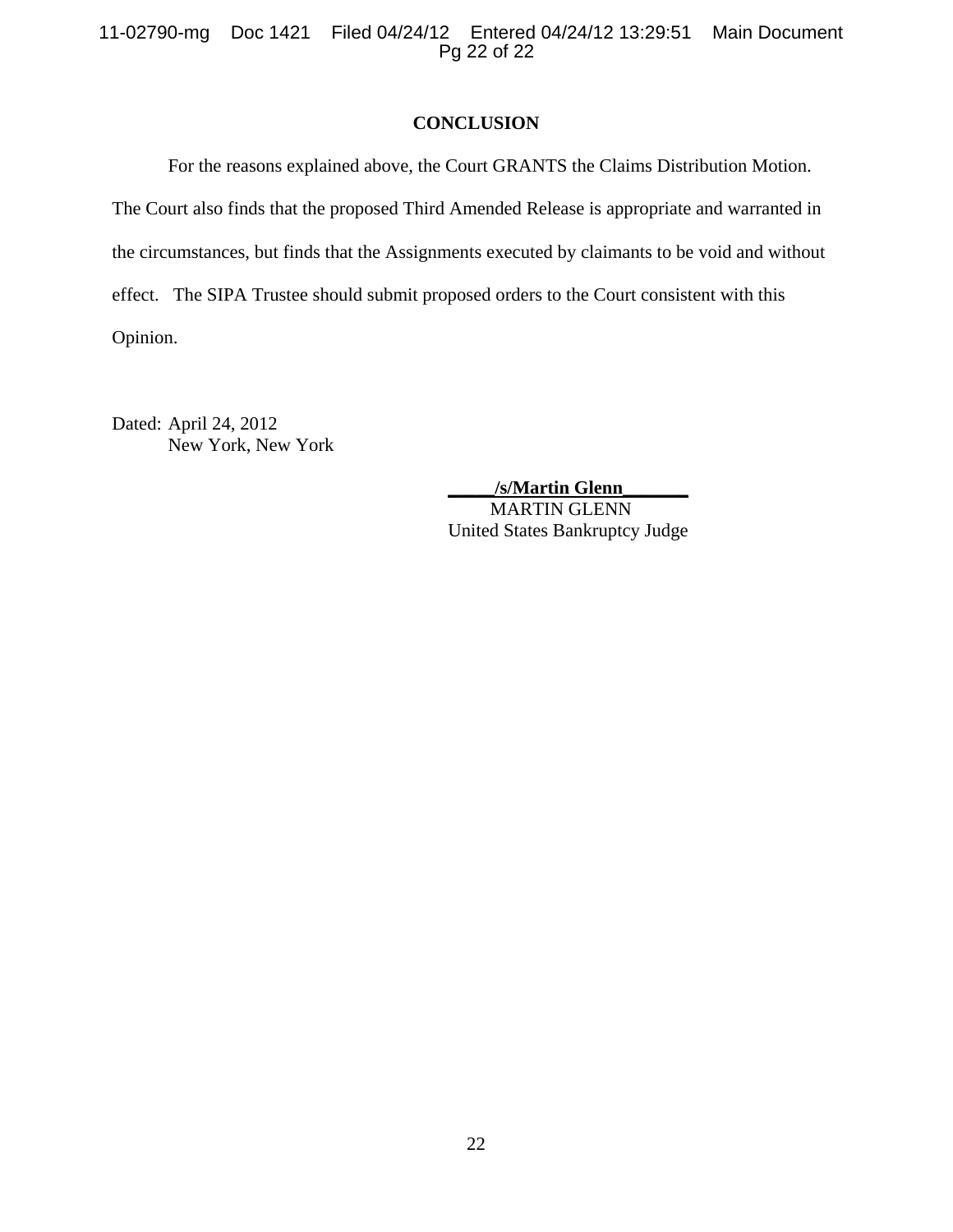## CONCLUSION

For the reasons explained above, the Court GRANTS the Claims Distribution Motion. The Court also finds that the proposed Third Amended Release is appropriate and warranted in the circumstances, but finds that the Assignments executed by claimants to be void and without effect. The SIPA Trustee should submit proposed orders to the Court consistent with this Opinion.

Dated: April 24, 2012
New York, New York

**/s/Martin Glenn**
MARTIN GLENN
United States Bankruptcy Judge